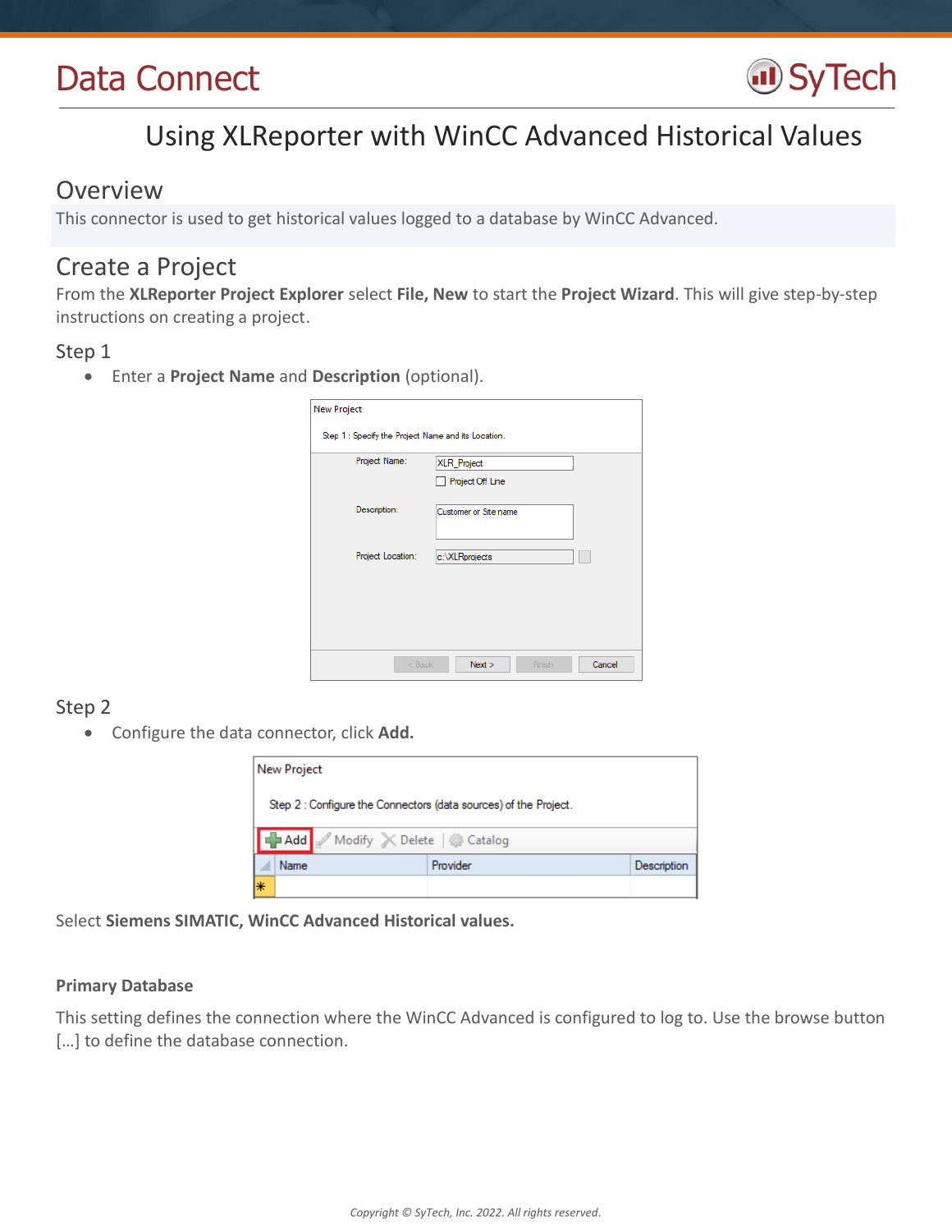# Data Connect

SyTech

## Using XLReporter with WinCC Advanced Historical Values

## Overview

This connector is used to get historical values logged to a database by WinCC Advanced.

## Create a Project

From the **XLReporter Project Explorer** select **File, New** to start the **Project Wizard**. This will give step-by-step instructions on creating a project.

### Step 1

- Enter a **Project Name** and **Description** (optional).

### Step 2

- Configure the data connector, click **Add.**

Select **Siemens SIMATIC, WinCC Advanced Historical values.**

**Primary Database**

This setting defines the connection where the WinCC Advanced is configured to log to. Use the browse button [...] to define the database connection.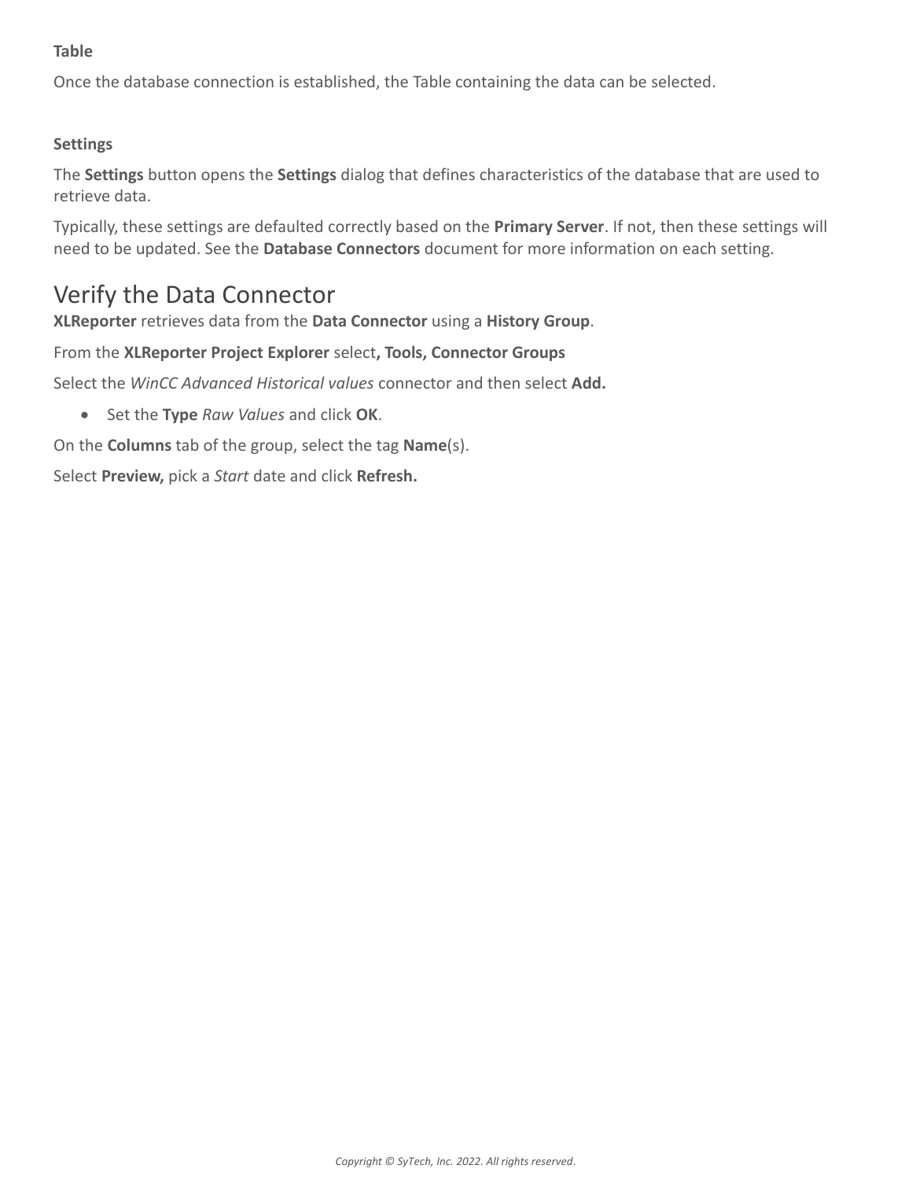**Table**

Once the database connection is established, the Table containing the data can be selected.

**Settings**

The **Settings** button opens the **Settings** dialog that defines characteristics of the database that are used to retrieve data.

Typically, these settings are defaulted correctly based on the **Primary Server**. If not, then these settings will need to be updated. See the **Database Connectors** document for more information on each setting.

# Verify the Data Connector

**XLReporter** retrieves data from the **Data Connector** using a **History Group**.

From the **XLReporter Project Explorer** select**, Tools, Connector Groups**

Select the *WinCC Advanced Historical values* connector and then select **Add.**

- Set the **Type** *Raw Values* and click **OK**.

On the **Columns** tab of the group, select the tag **Name**(s).

Select **Preview,** pick a *Start* date and click **Refresh.**